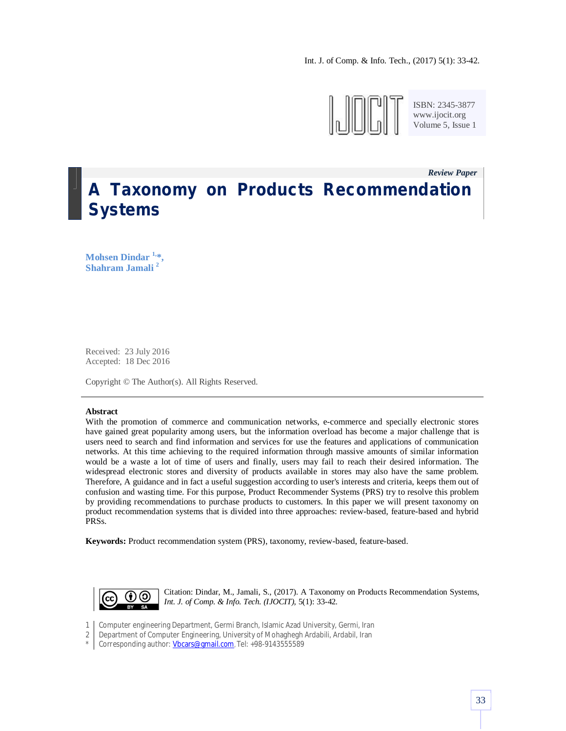*Review Paper*

# A Taxonomy on Products Recommendation Systems

**Mohsen Dindar [1,*],**
**Shahram Jamali [2]**

Received: 23 July 2016
Accepted: 18 Dec 2016

Copyright © The Author(s). All Rights Reserved.

**Abstract**

With the promotion of commerce and communication networks, e-commerce and specially electronic stores have gained great popularity among users, but the information overload has become a major challenge that is users need to search and find information and services for use the features and applications of communication networks. At this time achieving to the required information through massive amounts of similar information would be a waste a lot of time of users and finally, users may fail to reach their desired information. The widespread electronic stores and diversity of products available in stores may also have the same problem. Therefore, A guidance and in fact a useful suggestion according to user's interests and criteria, keeps them out of confusion and wasting time. For this purpose, Product Recommender Systems (PRS) try to resolve this problem by providing recommendations to purchase products to customers. In this paper we will present taxonomy on product recommendation systems that is divided into three approaches: review-based, feature-based and hybrid PRSs.

**Keywords:** Product recommendation system (PRS), taxonomy, review-based, feature-based.

Citation: Dindar, M., Jamali, S., (2017). A Taxonomy on Products Recommendation Systems, *Int. J. of Comp. & Info. Tech. (IJOCIT),* 5(1): 33-42.

1 Computer engineering Department, Germi Branch, Islamic Azad University, Germi, Iran
2 Department of Computer Engineering, University of Mohaghegh Ardabili, Ardabil, Iran
* Corresponding author: Vbcars@gmail.com, Tel: +98-9143555589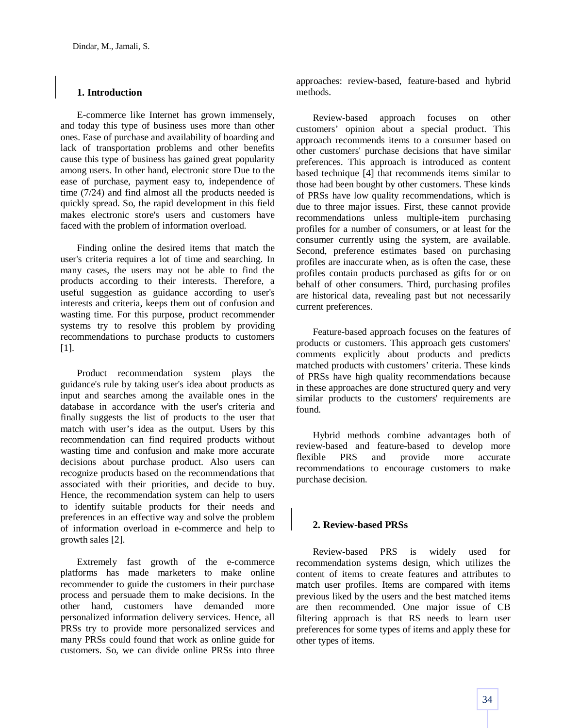## 1. Introduction

E-commerce like Internet has grown immensely, and today this type of business uses more than other ones. Ease of purchase and availability of boarding and lack of transportation problems and other benefits cause this type of business has gained great popularity among users. In other hand, electronic store Due to the ease of purchase, payment easy to, independence of time (7/24) and find almost all the products needed is quickly spread. So, the rapid development in this field makes electronic store's users and customers have faced with the problem of information overload.

Finding online the desired items that match the user's criteria requires a lot of time and searching. In many cases, the users may not be able to find the products according to their interests. Therefore, a useful suggestion as guidance according to user's interests and criteria, keeps them out of confusion and wasting time. For this purpose, product recommender systems try to resolve this problem by providing recommendations to purchase products to customers [1].

Product recommendation system plays the guidance's rule by taking user's idea about products as input and searches among the available ones in the database in accordance with the user's criteria and finally suggests the list of products to the user that match with user's idea as the output. Users by this recommendation can find required products without wasting time and confusion and make more accurate decisions about purchase product. Also users can recognize products based on the recommendations that associated with their priorities, and decide to buy. Hence, the recommendation system can help to users to identify suitable products for their needs and preferences in an effective way and solve the problem of information overload in e-commerce and help to growth sales [2].

Extremely fast growth of the e-commerce platforms has made marketers to make online recommender to guide the customers in their purchase process and persuade them to make decisions. In the other hand, customers have demanded more personalized information delivery services. Hence, all PRSs try to provide more personalized services and many PRSs could found that work as online guide for customers. So, we can divide online PRSs into three approaches: review-based, feature-based and hybrid methods.

Review-based approach focuses on other customers' opinion about a special product. This approach recommends items to a consumer based on other customers' purchase decisions that have similar preferences. This approach is introduced as content based technique [4] that recommends items similar to those had been bought by other customers. These kinds of PRSs have low quality recommendations, which is due to three major issues. First, these cannot provide recommendations unless multiple-item purchasing profiles for a number of consumers, or at least for the consumer currently using the system, are available. Second, preference estimates based on purchasing profiles are inaccurate when, as is often the case, these profiles contain products purchased as gifts for or on behalf of other consumers. Third, purchasing profiles are historical data, revealing past but not necessarily current preferences.

Feature-based approach focuses on the features of products or customers. This approach gets customers' comments explicitly about products and predicts matched products with customers' criteria. These kinds of PRSs have high quality recommendations because in these approaches are done structured query and very similar products to the customers' requirements are found.

Hybrid methods combine advantages both of review-based and feature-based to develop more flexible PRS and provide more accurate recommendations to encourage customers to make purchase decision.

## 2. Review-based PRSs

Review-based PRS is widely used for recommendation systems design, which utilizes the content of items to create features and attributes to match user profiles. Items are compared with items previous liked by the users and the best matched items are then recommended. One major issue of CB filtering approach is that RS needs to learn user preferences for some types of items and apply these for other types of items.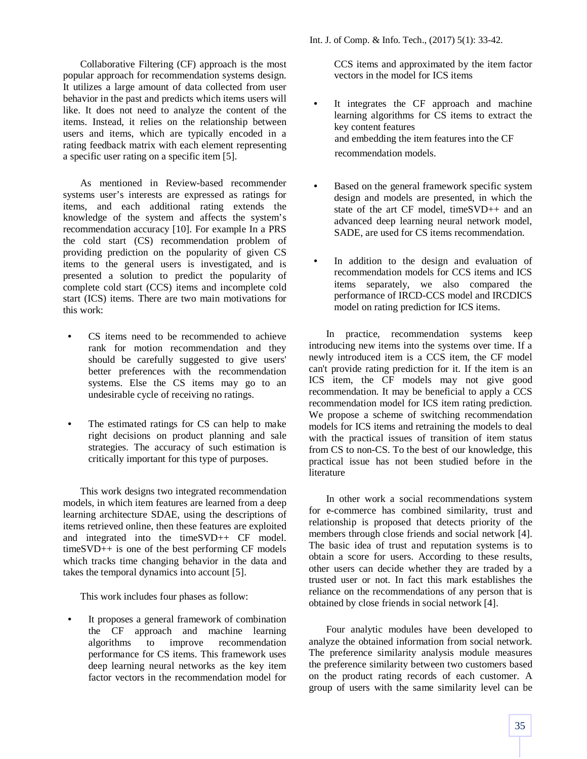Collaborative Filtering (CF) approach is the most popular approach for recommendation systems design. It utilizes a large amount of data collected from user behavior in the past and predicts which items users will like. It does not need to analyze the content of the items. Instead, it relies on the relationship between users and items, which are typically encoded in a rating feedback matrix with each element representing a specific user rating on a specific item [5].

As mentioned in Review-based recommender systems user's interests are expressed as ratings for items, and each additional rating extends the knowledge of the system and affects the system's recommendation accuracy [10]. For example In a PRS the cold start (CS) recommendation problem of providing prediction on the popularity of given CS items to the general users is investigated, and is presented a solution to predict the popularity of complete cold start (CCS) items and incomplete cold start (ICS) items. There are two main motivations for this work:

- CS items need to be recommended to achieve rank for motion recommendation and they should be carefully suggested to give users' better preferences with the recommendation systems. Else the CS items may go to an undesirable cycle of receiving no ratings.
- The estimated ratings for CS can help to make right decisions on product planning and sale strategies. The accuracy of such estimation is critically important for this type of purposes.

This work designs two integrated recommendation models, in which item features are learned from a deep learning architecture SDAE, using the descriptions of items retrieved online, then these features are exploited and integrated into the timeSVD++ CF model. timeSVD++ is one of the best performing CF models which tracks time changing behavior in the data and takes the temporal dynamics into account [5].

This work includes four phases as follow:

- It proposes a general framework of combination the CF approach and machine learning algorithms to improve recommendation performance for CS items. This framework uses deep learning neural networks as the key item factor vectors in the recommendation model for CCS items and approximated by the item factor vectors in the model for ICS items
- It integrates the CF approach and machine learning algorithms for CS items to extract the key content features and embedding the item features into the CF recommendation models.
- Based on the general framework specific system design and models are presented, in which the state of the art CF model, timeSVD++ and an advanced deep learning neural network model, SADE, are used for CS items recommendation.
- In addition to the design and evaluation of recommendation models for CCS items and ICS items separately, we also compared the performance of IRCD-CCS model and IRCDICS model on rating prediction for ICS items.

In practice, recommendation systems keep introducing new items into the systems over time. If a newly introduced item is a CCS item, the CF model can't provide rating prediction for it. If the item is an ICS item, the CF models may not give good recommendation. It may be beneficial to apply a CCS recommendation model for ICS item rating prediction. We propose a scheme of switching recommendation models for ICS items and retraining the models to deal with the practical issues of transition of item status from CS to non-CS. To the best of our knowledge, this practical issue has not been studied before in the literature

In other work a social recommendations system for e-commerce has combined similarity, trust and relationship is proposed that detects priority of the members through close friends and social network [4]. The basic idea of trust and reputation systems is to obtain a score for users. According to these results, other users can decide whether they are traded by a trusted user or not. In fact this mark establishes the reliance on the recommendations of any person that is obtained by close friends in social network [4].

Four analytic modules have been developed to analyze the obtained information from social network. The preference similarity analysis module measures the preference similarity between two customers based on the product rating records of each customer. A group of users with the same similarity level can be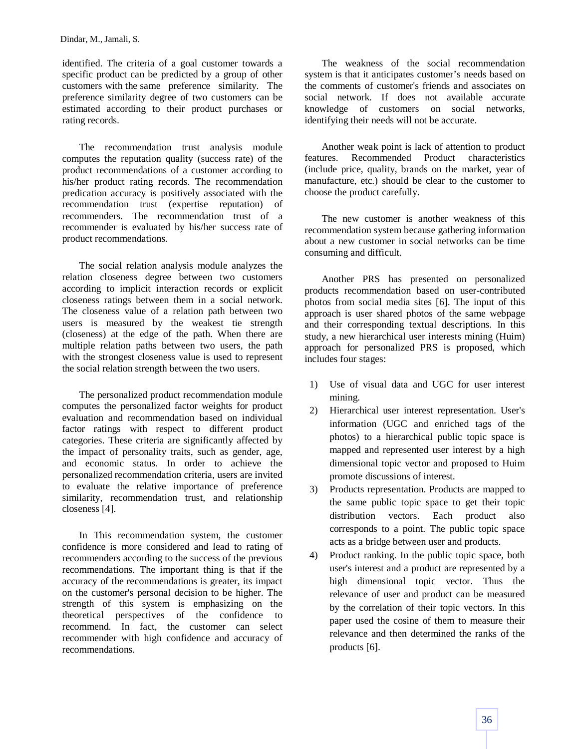identified. The criteria of a goal customer towards a specific product can be predicted by a group of other customers with the same preference similarity. The preference similarity degree of two customers can be estimated according to their product purchases or rating records.

The recommendation trust analysis module computes the reputation quality (success rate) of the product recommendations of a customer according to his/her product rating records. The recommendation predication accuracy is positively associated with the recommendation trust (expertise reputation) of recommenders. The recommendation trust of a recommender is evaluated by his/her success rate of product recommendations.

The social relation analysis module analyzes the relation closeness degree between two customers according to implicit interaction records or explicit closeness ratings between them in a social network. The closeness value of a relation path between two users is measured by the weakest tie strength (closeness) at the edge of the path. When there are multiple relation paths between two users, the path with the strongest closeness value is used to represent the social relation strength between the two users.

The personalized product recommendation module computes the personalized factor weights for product evaluation and recommendation based on individual factor ratings with respect to different product categories. These criteria are significantly affected by the impact of personality traits, such as gender, age, and economic status. In order to achieve the personalized recommendation criteria, users are invited to evaluate the relative importance of preference similarity, recommendation trust, and relationship closeness [4].

In This recommendation system, the customer confidence is more considered and lead to rating of recommenders according to the success of the previous recommendations. The important thing is that if the accuracy of the recommendations is greater, its impact on the customer's personal decision to be higher. The strength of this system is emphasizing on the theoretical perspectives of the confidence to recommend. In fact, the customer can select recommender with high confidence and accuracy of recommendations.

The weakness of the social recommendation system is that it anticipates customer’s needs based on the comments of customer's friends and associates on social network. If does not available accurate knowledge of customers on social networks, identifying their needs will not be accurate.

Another weak point is lack of attention to product features. Recommended Product characteristics (include price, quality, brands on the market, year of manufacture, etc.) should be clear to the customer to choose the product carefully.

The new customer is another weakness of this recommendation system because gathering information about a new customer in social networks can be time consuming and difficult.

Another PRS has presented on personalized products recommendation based on user-contributed photos from social media sites [6]. The input of this approach is user shared photos of the same webpage and their corresponding textual descriptions. In this study, a new hierarchical user interests mining (Huim) approach for personalized PRS is proposed, which includes four stages:

1) Use of visual data and UGC for user interest mining.
2) Hierarchical user interest representation. User's information (UGC and enriched tags of the photos) to a hierarchical public topic space is mapped and represented user interest by a high dimensional topic vector and proposed to Huim promote discussions of interest.
3) Products representation. Products are mapped to the same public topic space to get their topic distribution vectors. Each product also corresponds to a point. The public topic space acts as a bridge between user and products.
4) Product ranking. In the public topic space, both user's interest and a product are represented by a high dimensional topic vector. Thus the relevance of user and product can be measured by the correlation of their topic vectors. In this paper used the cosine of them to measure their relevance and then determined the ranks of the products [6].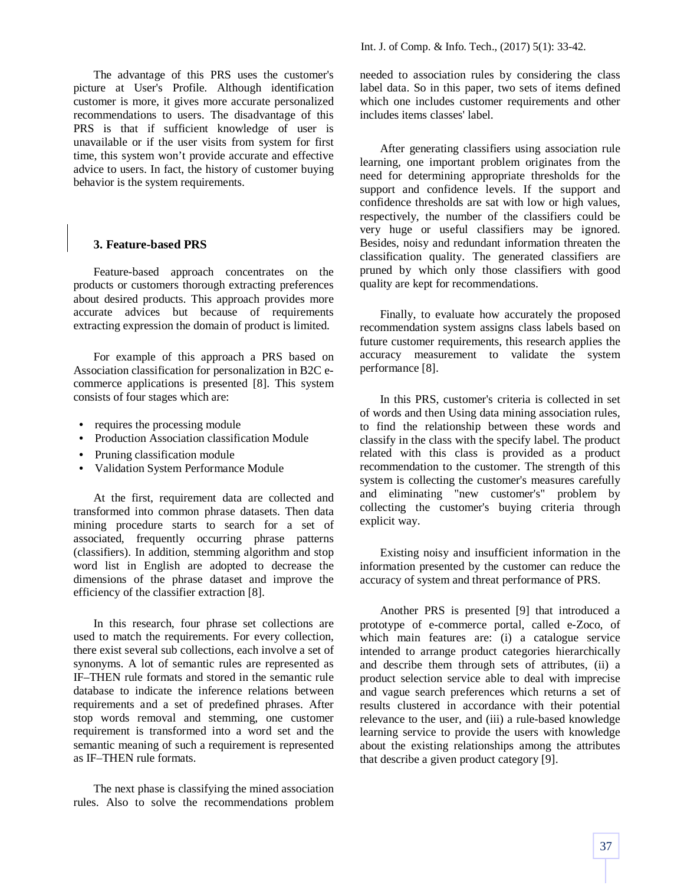The advantage of this PRS uses the customer's picture at User's Profile. Although identification customer is more, it gives more accurate personalized recommendations to users. The disadvantage of this PRS is that if sufficient knowledge of user is unavailable or if the user visits from system for first time, this system won't provide accurate and effective advice to users. In fact, the history of customer buying behavior is the system requirements.

### 3. Feature-based PRS

Feature-based approach concentrates on the products or customers thorough extracting preferences about desired products. This approach provides more accurate advices but because of requirements extracting expression the domain of product is limited.

For example of this approach a PRS based on Association classification for personalization in B2C e-commerce applications is presented [8]. This system consists of four stages which are:

- requires the processing module
- Production Association classification Module
- Pruning classification module
- Validation System Performance Module

At the first, requirement data are collected and transformed into common phrase datasets. Then data mining procedure starts to search for a set of associated, frequently occurring phrase patterns (classifiers). In addition, stemming algorithm and stop word list in English are adopted to decrease the dimensions of the phrase dataset and improve the efficiency of the classifier extraction [8].

In this research, four phrase set collections are used to match the requirements. For every collection, there exist several sub collections, each involve a set of synonyms. A lot of semantic rules are represented as IF–THEN rule formats and stored in the semantic rule database to indicate the inference relations between requirements and a set of predefined phrases. After stop words removal and stemming, one customer requirement is transformed into a word set and the semantic meaning of such a requirement is represented as IF–THEN rule formats.

The next phase is classifying the mined association rules. Also to solve the recommendations problem needed to association rules by considering the class label data. So in this paper, two sets of items defined which one includes customer requirements and other includes items classes' label.

After generating classifiers using association rule learning, one important problem originates from the need for determining appropriate thresholds for the support and confidence levels. If the support and confidence thresholds are sat with low or high values, respectively, the number of the classifiers could be very huge or useful classifiers may be ignored. Besides, noisy and redundant information threaten the classification quality. The generated classifiers are pruned by which only those classifiers with good quality are kept for recommendations.

Finally, to evaluate how accurately the proposed recommendation system assigns class labels based on future customer requirements, this research applies the accuracy measurement to validate the system performance [8].

In this PRS, customer's criteria is collected in set of words and then Using data mining association rules, to find the relationship between these words and classify in the class with the specify label. The product related with this class is provided as a product recommendation to the customer. The strength of this system is collecting the customer's measures carefully and eliminating "new customer's" problem by collecting the customer's buying criteria through explicit way.

Existing noisy and insufficient information in the information presented by the customer can reduce the accuracy of system and threat performance of PRS.

Another PRS is presented [9] that introduced a prototype of e-commerce portal, called e-Zoco, of which main features are: (i) a catalogue service intended to arrange product categories hierarchically and describe them through sets of attributes, (ii) a product selection service able to deal with imprecise and vague search preferences which returns a set of results clustered in accordance with their potential relevance to the user, and (iii) a rule-based knowledge learning service to provide the users with knowledge about the existing relationships among the attributes that describe a given product category [9].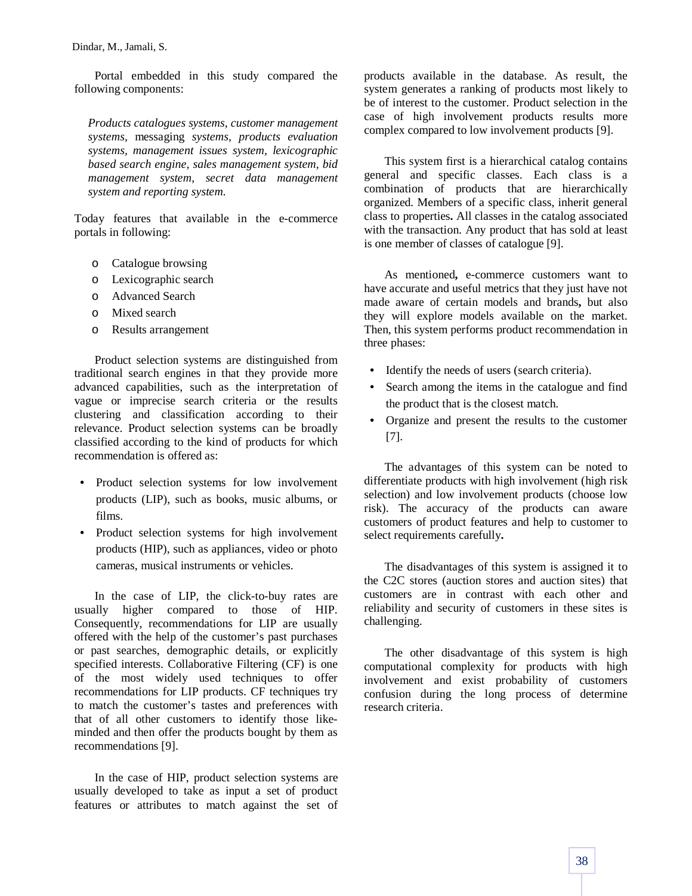Portal embedded in this study compared the following components:

> *Products catalogues systems, customer management systems,* messaging *systems, products evaluation systems, management issues system, lexicographic based search engine, sales management system, bid management system, secret data management system and reporting system.*

Today features that available in the e-commerce portals in following:

- Catalogue browsing
- Lexicographic search
- Advanced Search
- Mixed search
- Results arrangement

Product selection systems are distinguished from traditional search engines in that they provide more advanced capabilities, such as the interpretation of vague or imprecise search criteria or the results clustering and classification according to their relevance. Product selection systems can be broadly classified according to the kind of products for which recommendation is offered as:

- Product selection systems for low involvement products (LIP), such as books, music albums, or films.
- Product selection systems for high involvement products (HIP), such as appliances, video or photo cameras, musical instruments or vehicles.

In the case of LIP, the click-to-buy rates are usually higher compared to those of HIP. Consequently, recommendations for LIP are usually offered with the help of the customer's past purchases or past searches, demographic details, or explicitly specified interests. Collaborative Filtering (CF) is one of the most widely used techniques to offer recommendations for LIP products. CF techniques try to match the customer's tastes and preferences with that of all other customers to identify those like-minded and then offer the products bought by them as recommendations [9].

In the case of HIP, product selection systems are usually developed to take as input a set of product features or attributes to match against the set of products available in the database. As result, the system generates a ranking of products most likely to be of interest to the customer. Product selection in the case of high involvement products results more complex compared to low involvement products [9].

This system first is a hierarchical catalog contains general and specific classes. Each class is a combination of products that are hierarchically organized. Members of a specific class, inherit general class to properties**.** All classes in the catalog associated with the transaction. Any product that has sold at least is one member of classes of catalogue [9].

As mentioned**,** e-commerce customers want to have accurate and useful metrics that they just have not made aware of certain models and brands**,** but also they will explore models available on the market. Then, this system performs product recommendation in three phases:

- Identify the needs of users (search criteria).
- Search among the items in the catalogue and find the product that is the closest match.
- Organize and present the results to the customer [7].

The advantages of this system can be noted to differentiate products with high involvement (high risk selection) and low involvement products (choose low risk). The accuracy of the products can aware customers of product features and help to customer to select requirements carefully**.**

The disadvantages of this system is assigned it to the C2C stores (auction stores and auction sites) that customers are in contrast with each other and reliability and security of customers in these sites is challenging.

The other disadvantage of this system is high computational complexity for products with high involvement and exist probability of customers confusion during the long process of determine research criteria.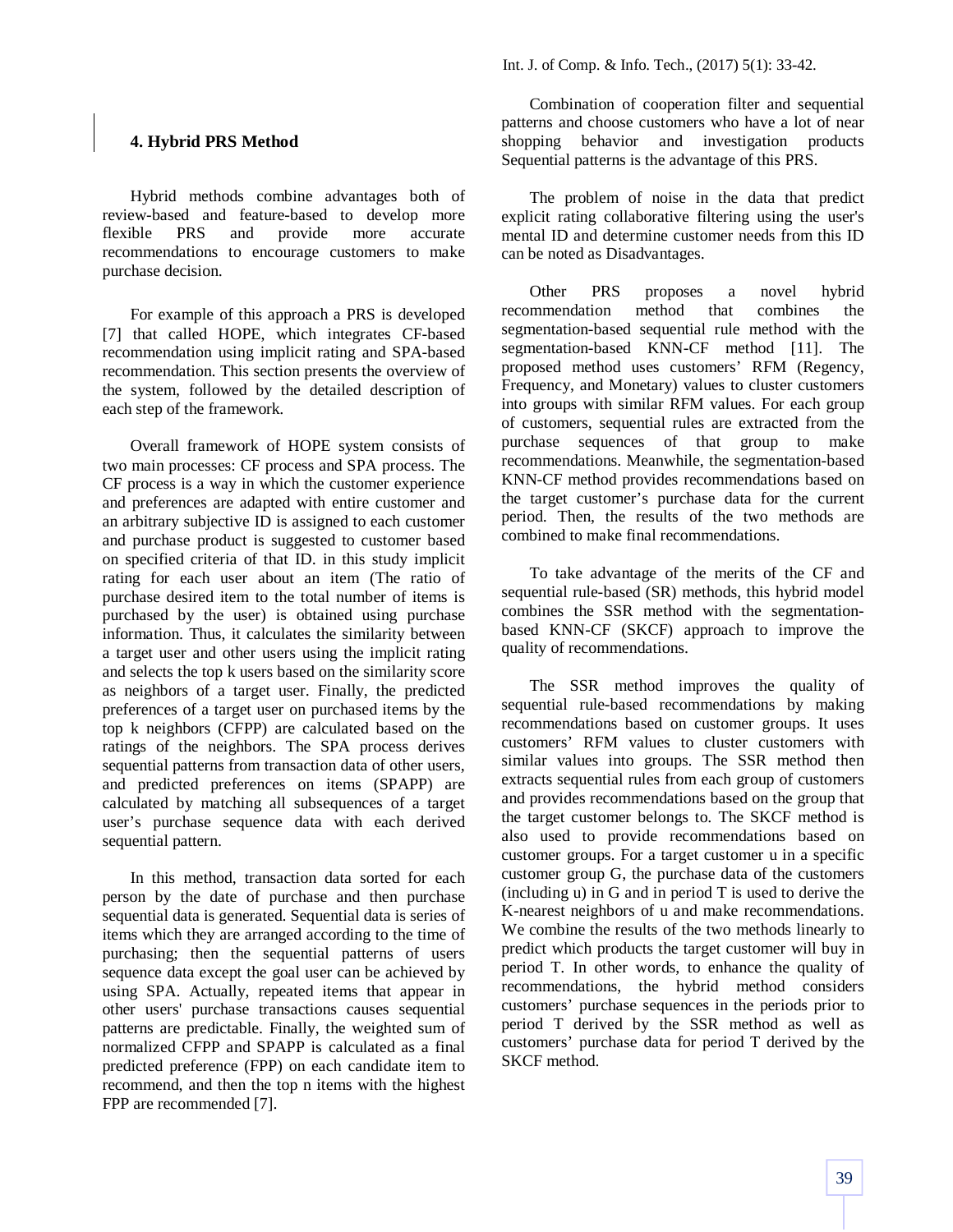## 4. Hybrid PRS Method

Hybrid methods combine advantages both of review-based and feature-based to develop more flexible PRS and provide more accurate recommendations to encourage customers to make purchase decision.

For example of this approach a PRS is developed [7] that called HOPE, which integrates CF-based recommendation using implicit rating and SPA-based recommendation. This section presents the overview of the system, followed by the detailed description of each step of the framework.

Overall framework of HOPE system consists of two main processes: CF process and SPA process. The CF process is a way in which the customer experience and preferences are adapted with entire customer and an arbitrary subjective ID is assigned to each customer and purchase product is suggested to customer based on specified criteria of that ID. in this study implicit rating for each user about an item (The ratio of purchase desired item to the total number of items is purchased by the user) is obtained using purchase information. Thus, it calculates the similarity between a target user and other users using the implicit rating and selects the top k users based on the similarity score as neighbors of a target user. Finally, the predicted preferences of a target user on purchased items by the top k neighbors (CFPP) are calculated based on the ratings of the neighbors. The SPA process derives sequential patterns from transaction data of other users, and predicted preferences on items (SPAPP) are calculated by matching all subsequences of a target user's purchase sequence data with each derived sequential pattern.

In this method, transaction data sorted for each person by the date of purchase and then purchase sequential data is generated. Sequential data is series of items which they are arranged according to the time of purchasing; then the sequential patterns of users sequence data except the goal user can be achieved by using SPA. Actually, repeated items that appear in other users' purchase transactions causes sequential patterns are predictable. Finally, the weighted sum of normalized CFPP and SPAPP is calculated as a final predicted preference (FPP) on each candidate item to recommend, and then the top n items with the highest FPP are recommended [7].

Combination of cooperation filter and sequential patterns and choose customers who have a lot of near shopping behavior and investigation products Sequential patterns is the advantage of this PRS.

The problem of noise in the data that predict explicit rating collaborative filtering using the user's mental ID and determine customer needs from this ID can be noted as Disadvantages.

Other PRS proposes a novel hybrid recommendation method that combines the segmentation-based sequential rule method with the segmentation-based KNN-CF method [11]. The proposed method uses customers' RFM (Regency, Frequency, and Monetary) values to cluster customers into groups with similar RFM values. For each group of customers, sequential rules are extracted from the purchase sequences of that group to make recommendations. Meanwhile, the segmentation-based KNN-CF method provides recommendations based on the target customer's purchase data for the current period. Then, the results of the two methods are combined to make final recommendations.

To take advantage of the merits of the CF and sequential rule-based (SR) methods, this hybrid model combines the SSR method with the segmentation-based KNN-CF (SKCF) approach to improve the quality of recommendations.

The SSR method improves the quality of sequential rule-based recommendations by making recommendations based on customer groups. It uses customers' RFM values to cluster customers with similar values into groups. The SSR method then extracts sequential rules from each group of customers and provides recommendations based on the group that the target customer belongs to. The SKCF method is also used to provide recommendations based on customer groups. For a target customer u in a specific customer group G, the purchase data of the customers (including u) in G and in period T is used to derive the K-nearest neighbors of u and make recommendations. We combine the results of the two methods linearly to predict which products the target customer will buy in period T. In other words, to enhance the quality of recommendations, the hybrid method considers customers' purchase sequences in the periods prior to period T derived by the SSR method as well as customers' purchase data for period T derived by the SKCF method.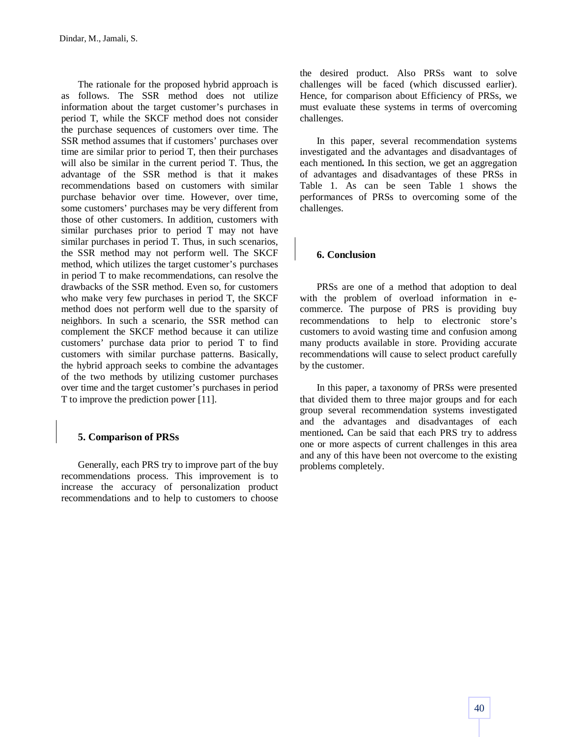The rationale for the proposed hybrid approach is as follows. The SSR method does not utilize information about the target customer's purchases in period T, while the SKCF method does not consider the purchase sequences of customers over time. The SSR method assumes that if customers' purchases over time are similar prior to period T, then their purchases will also be similar in the current period T. Thus, the advantage of the SSR method is that it makes recommendations based on customers with similar purchase behavior over time. However, over time, some customers' purchases may be very different from those of other customers. In addition, customers with similar purchases prior to period T may not have similar purchases in period T. Thus, in such scenarios, the SSR method may not perform well. The SKCF method, which utilizes the target customer's purchases in period T to make recommendations, can resolve the drawbacks of the SSR method. Even so, for customers who make very few purchases in period T, the SKCF method does not perform well due to the sparsity of neighbors. In such a scenario, the SSR method can complement the SKCF method because it can utilize customers' purchase data prior to period T to find customers with similar purchase patterns. Basically, the hybrid approach seeks to combine the advantages of the two methods by utilizing customer purchases over time and the target customer's purchases in period T to improve the prediction power [11].

## 5. Comparison of PRSs

Generally, each PRS try to improve part of the buy recommendations process. This improvement is to increase the accuracy of personalization product recommendations and to help to customers to choose the desired product. Also PRSs want to solve challenges will be faced (which discussed earlier). Hence, for comparison about Efficiency of PRSs, we must evaluate these systems in terms of overcoming challenges.

In this paper, several recommendation systems investigated and the advantages and disadvantages of each mentioned**.** In this section, we get an aggregation of advantages and disadvantages of these PRSs in Table 1. As can be seen Table 1 shows the performances of PRSs to overcoming some of the challenges.

## 6. Conclusion

PRSs are one of a method that adoption to deal with the problem of overload information in e-commerce. The purpose of PRS is providing buy recommendations to help to electronic store's customers to avoid wasting time and confusion among many products available in store. Providing accurate recommendations will cause to select product carefully by the customer.

In this paper, a taxonomy of PRSs were presented that divided them to three major groups and for each group several recommendation systems investigated and the advantages and disadvantages of each mentioned**.** Can be said that each PRS try to address one or more aspects of current challenges in this area and any of this have been not overcome to the existing problems completely.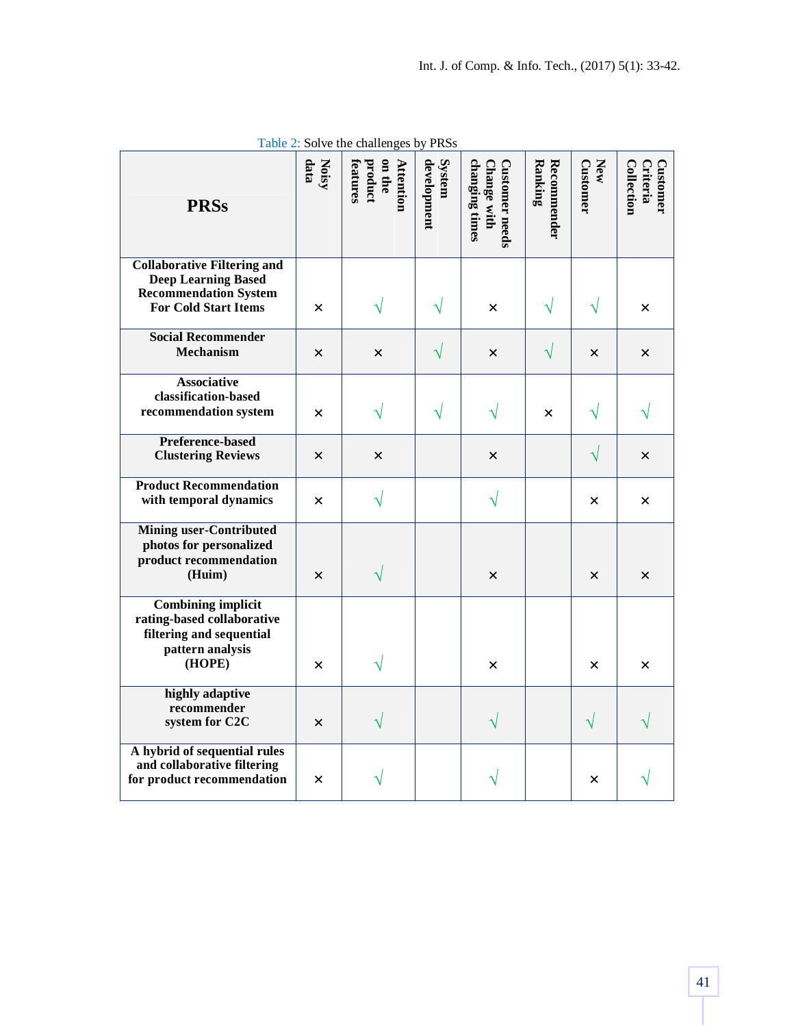Table 2: Solve the challenges by PRSs

| PRSs | Noisy data | Attention on the product features | System development | Customer needs Change with changing times | Recommender Ranking | New Customer | Customer Criteria Collection |
|---|---|---|---|---|---|---|---|
| Collaborative Filtering and Deep Learning Based Recommendation System For Cold Start Items | × | √ | √ | × | √ | √ | × |
| Social Recommender Mechanism | × | × | √ | × | √ | × | × |
| Associative classification-based recommendation system | × | √ | √ | √ | × | √ | √ |
| Preference-based Clustering Reviews | × | × | | × | | √ | × |
| Product Recommendation with temporal dynamics | × | √ | | √ | | × | × |
| Mining user-Contributed photos for personalized product recommendation (Huim) | × | √ | | × | | × | × |
| Combining implicit rating-based collaborative filtering and sequential pattern analysis (HOPE) | × | √ | | × | | × | × |
| highly adaptive recommender system for C2C | × | √ | | √ | | √ | √ |
| A hybrid of sequential rules and collaborative filtering for product recommendation | × | √ | | √ | | × | √ |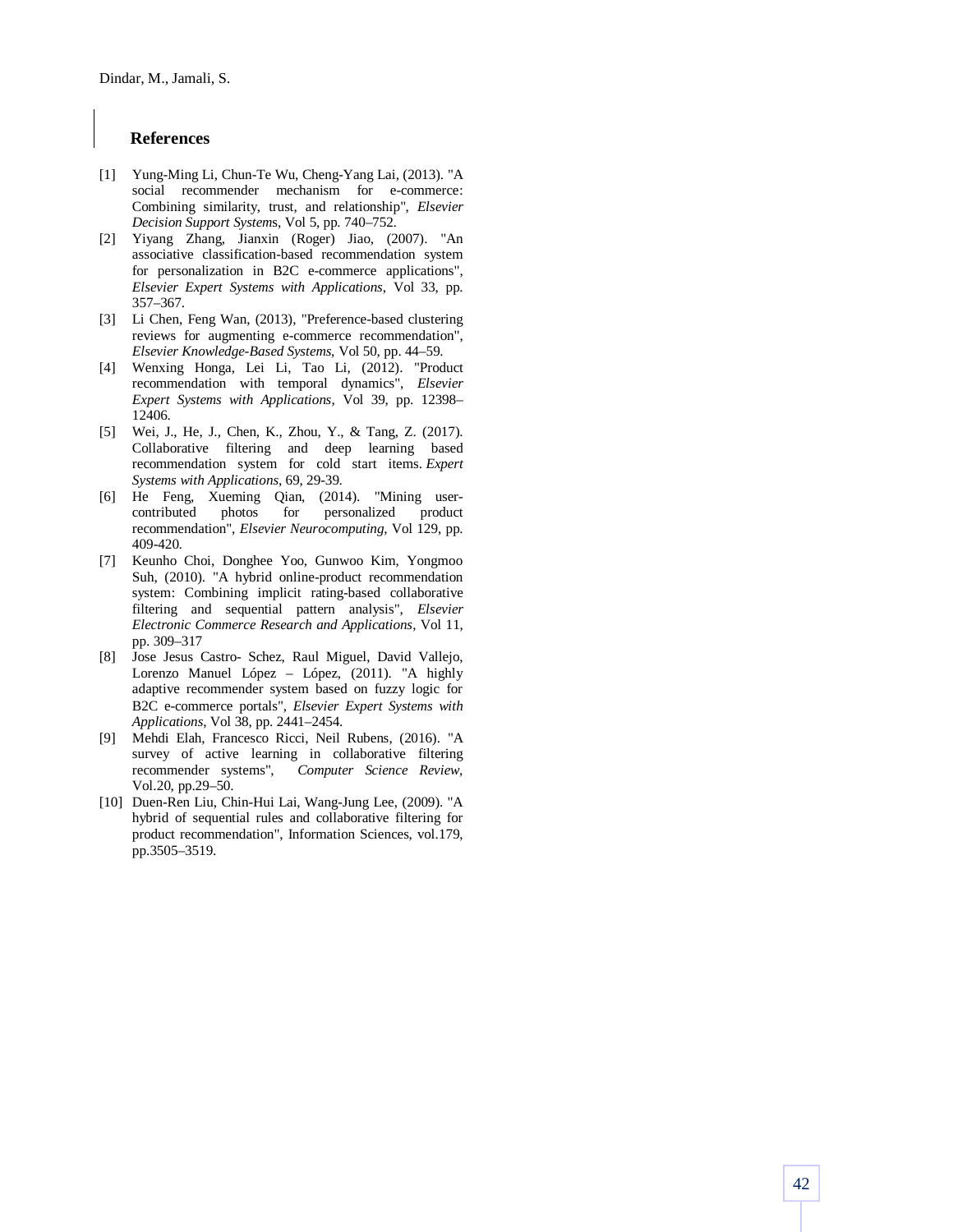## References

[1] Yung-Ming Li, Chun-Te Wu, Cheng-Yang Lai, (2013). "A social recommender mechanism for e-commerce: Combining similarity, trust, and relationship", *Elsevier Decision Support Systems*, Vol 5, pp. 740–752.

[2] Yiyang Zhang, Jianxin (Roger) Jiao, (2007). "An associative classification-based recommendation system for personalization in B2C e-commerce applications", *Elsevier Expert Systems with Applications*, Vol 33, pp. 357–367.

[3] Li Chen, Feng Wan, (2013), "Preference-based clustering reviews for augmenting e-commerce recommendation", *Elsevier Knowledge-Based Systems*, Vol 50, pp. 44–59.

[4] Wenxing Honga, Lei Li, Tao Li, (2012). "Product recommendation with temporal dynamics", *Elsevier Expert Systems with Applications*, Vol 39, pp. 12398–12406.

[5] Wei, J., He, J., Chen, K., Zhou, Y., & Tang, Z. (2017). Collaborative filtering and deep learning based recommendation system for cold start items. *Expert Systems with Applications*, 69, 29-39.

[6] He Feng, Xueming Qian, (2014). "Mining user-contributed photos for personalized product recommendation", *Elsevier Neurocomputing*, Vol 129, pp. 409-420.

[7] Keunho Choi, Donghee Yoo, Gunwoo Kim, Yongmoo Suh, (2010). "A hybrid online-product recommendation system: Combining implicit rating-based collaborative filtering and sequential pattern analysis", *Elsevier Electronic Commerce Research and Applications*, Vol 11, pp. 309–317

[8] Jose Jesus Castro- Schez, Raul Miguel, David Vallejo, Lorenzo Manuel López – López, (2011). "A highly adaptive recommender system based on fuzzy logic for B2C e-commerce portals", *Elsevier Expert Systems with Applications*, Vol 38, pp. 2441–2454.

[9] Mehdi Elah, Francesco Ricci, Neil Rubens, (2016). "A survey of active learning in collaborative filtering recommender systems", *Computer Science Review*, Vol.20, pp.29–50.

[10] Duen-Ren Liu, Chin-Hui Lai, Wang-Jung Lee, (2009). "A hybrid of sequential rules and collaborative filtering for product recommendation", Information Sciences, vol.179, pp.3505–3519.